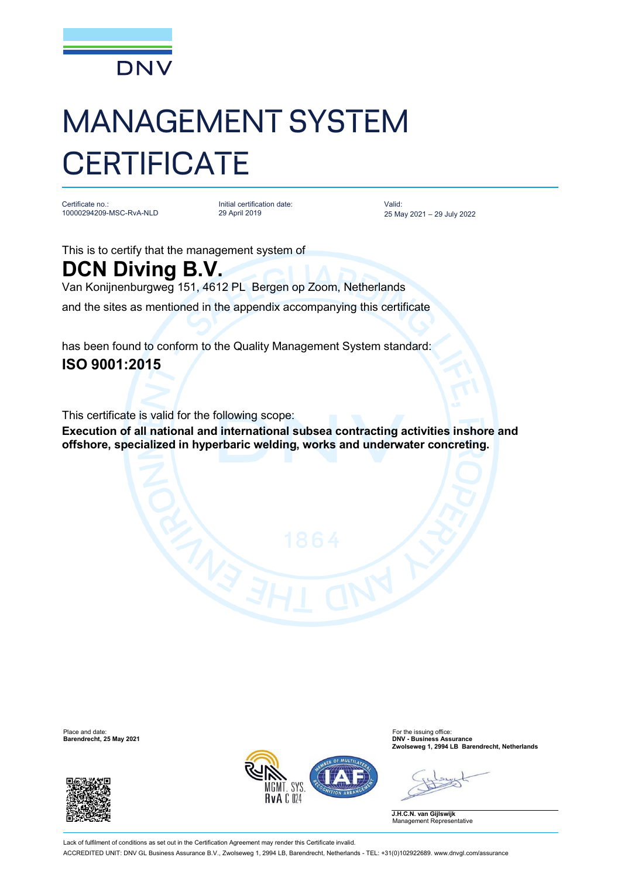DNV

# MANAGEMENT SYSTEM CERTIFICATE

Certificate no.:
10000294209-MSC-RvA-NLD

Initial certification date:
29 April 2019

Valid:
25 May 2021 – 29 July 2022

This is to certify that the management system of

## DCN Diving B.V.

Van Konijnenburgweg 151, 4612 PL Bergen op Zoom, Netherlands

and the sites as mentioned in the appendix accompanying this certificate

has been found to conform to the Quality Management System standard:

### ISO 9001:2015

This certificate is valid for the following scope:

**Execution of all national and international subsea contracting activities inshore and offshore, specialized in hyperbaric welding, works and underwater concreting.**

Place and date:
**Barendrecht, 25 May 2021**

For the issuing office:
**DNV - Business Assurance**
**Zwolseweg 1, 2994 LB Barendrecht, Netherlands**

**J.H.C.N. van Gijlswijk**
Management Representative

Lack of fulfilment of conditions as set out in the Certification Agreement may render this Certificate invalid.

ACCREDITED UNIT: DNV GL Business Assurance B.V., Zwolseweg 1, 2994 LB, Barendrecht, Netherlands - TEL: +31(0)102922689. www.dnvgl.com/assurance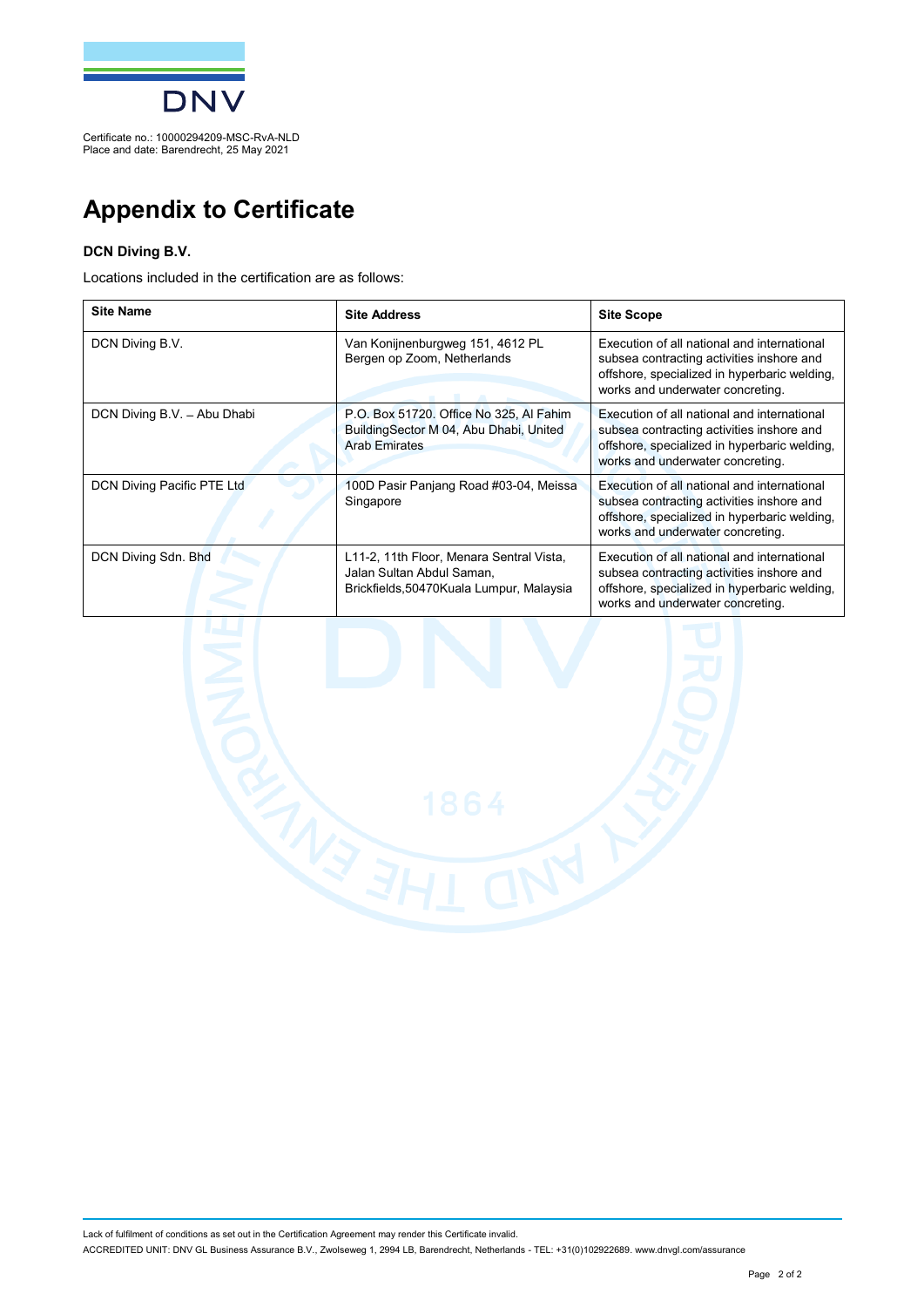Certificate no.: 10000294209-MSC-RvA-NLD
Place and date: Barendrecht, 25 May 2021

# Appendix to Certificate

**DCN Diving B.V.**

Locations included in the certification are as follows:

| Site Name | Site Address | Site Scope |
|---|---|---|
| DCN Diving B.V. | Van Konijnenburgweg 151, 4612 PL Bergen op Zoom, Netherlands | Execution of all national and international subsea contracting activities inshore and offshore, specialized in hyperbaric welding, works and underwater concreting. |
| DCN Diving B.V. – Abu Dhabi | P.O. Box 51720. Office No 325, Al Fahim BuildingSector M 04, Abu Dhabi, United Arab Emirates | Execution of all national and international subsea contracting activities inshore and offshore, specialized in hyperbaric welding, works and underwater concreting. |
| DCN Diving Pacific PTE Ltd | 100D Pasir Panjang Road #03-04, Meissa Singapore | Execution of all national and international subsea contracting activities inshore and offshore, specialized in hyperbaric welding, works and underwater concreting. |
| DCN Diving Sdn. Bhd | L11-2, 11th Floor, Menara Sentral Vista, Jalan Sultan Abdul Saman, Brickfields,50470Kuala Lumpur, Malaysia | Execution of all national and international subsea contracting activities inshore and offshore, specialized in hyperbaric welding, works and underwater concreting. |

Lack of fulfilment of conditions as set out in the Certification Agreement may render this Certificate invalid.

ACCREDITED UNIT: DNV GL Business Assurance B.V., Zwolseweg 1, 2994 LB, Barendrecht, Netherlands - TEL: +31(0)102922689. www.dnvgl.com/assurance